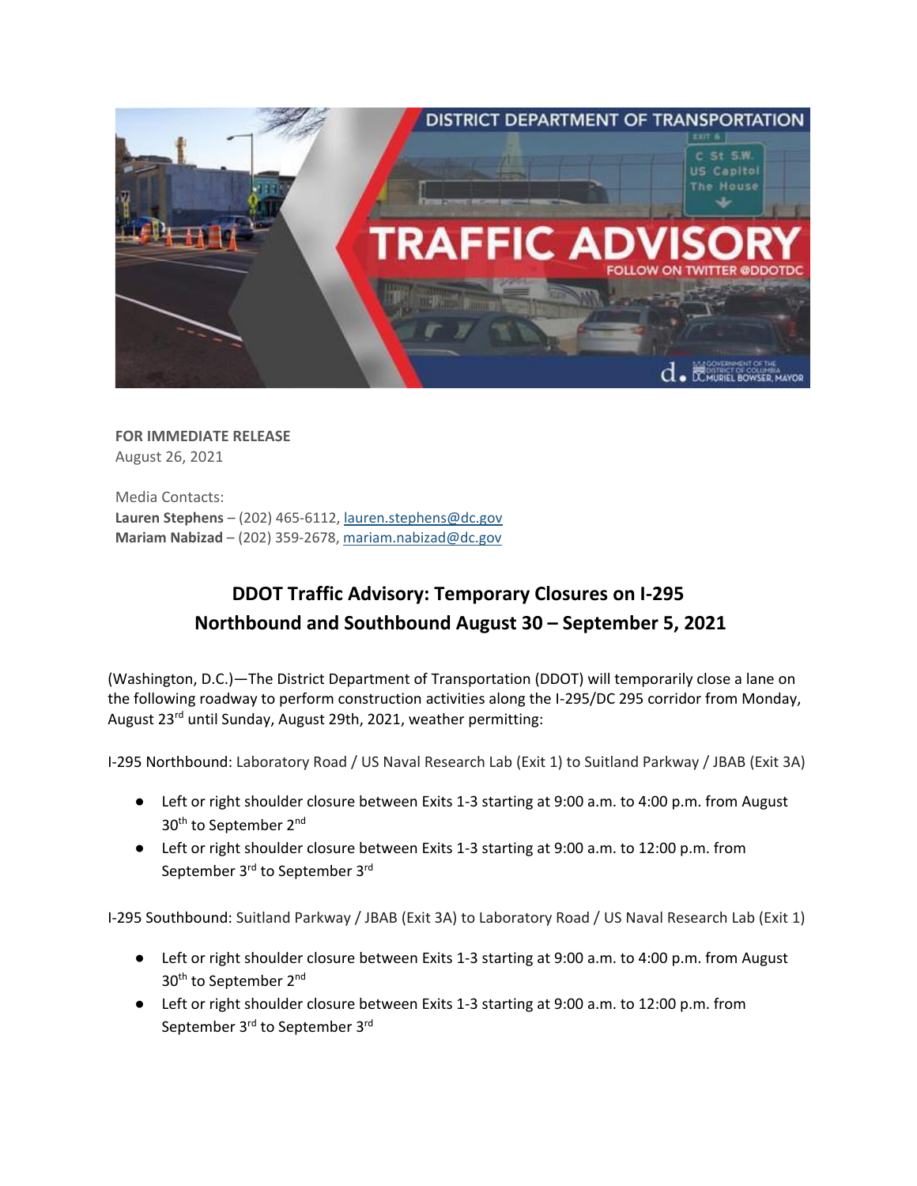**FOR IMMEDIATE RELEASE**
August 26, 2021

Media Contacts:
**Lauren Stephens** – (202) 465-6112, lauren.stephens@dc.gov
**Mariam Nabizad** – (202) 359-2678, mariam.nabizad@dc.gov

## DDOT Traffic Advisory: Temporary Closures on I-295 Northbound and Southbound August 30 – September 5, 2021

(Washington, D.C.)—The District Department of Transportation (DDOT) will temporarily close a lane on the following roadway to perform construction activities along the I-295/DC 295 corridor from Monday, August 23rd until Sunday, August 29th, 2021, weather permitting:

I-295 Northbound: Laboratory Road / US Naval Research Lab (Exit 1) to Suitland Parkway / JBAB (Exit 3A)

- Left or right shoulder closure between Exits 1-3 starting at 9:00 a.m. to 4:00 p.m. from August 30th to September 2nd
- Left or right shoulder closure between Exits 1-3 starting at 9:00 a.m. to 12:00 p.m. from September 3rd to September 3rd

I-295 Southbound: Suitland Parkway / JBAB (Exit 3A) to Laboratory Road / US Naval Research Lab (Exit 1)

- Left or right shoulder closure between Exits 1-3 starting at 9:00 a.m. to 4:00 p.m. from August 30th to September 2nd
- Left or right shoulder closure between Exits 1-3 starting at 9:00 a.m. to 12:00 p.m. from September 3rd to September 3rd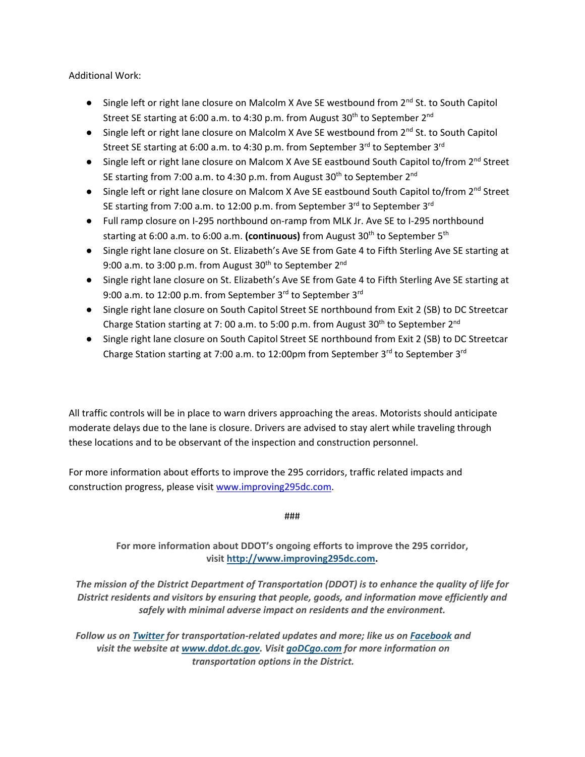Additional Work:

- Single left or right lane closure on Malcolm X Ave SE westbound from 2nd St. to South Capitol Street SE starting at 6:00 a.m. to 4:30 p.m. from August 30th to September 2nd
- Single left or right lane closure on Malcolm X Ave SE westbound from 2nd St. to South Capitol Street SE starting at 6:00 a.m. to 4:30 p.m. from September 3rd to September 3rd
- Single left or right lane closure on Malcom X Ave SE eastbound South Capitol to/from 2nd Street SE starting from 7:00 a.m. to 4:30 p.m. from August 30th to September 2nd
- Single left or right lane closure on Malcom X Ave SE eastbound South Capitol to/from 2nd Street SE starting from 7:00 a.m. to 12:00 p.m. from September 3rd to September 3rd
- Full ramp closure on I-295 northbound on-ramp from MLK Jr. Ave SE to I-295 northbound starting at 6:00 a.m. to 6:00 a.m. **(continuous)** from August 30th to September 5th
- Single right lane closure on St. Elizabeth's Ave SE from Gate 4 to Fifth Sterling Ave SE starting at 9:00 a.m. to 3:00 p.m. from August 30th to September 2nd
- Single right lane closure on St. Elizabeth's Ave SE from Gate 4 to Fifth Sterling Ave SE starting at 9:00 a.m. to 12:00 p.m. from September 3rd to September 3rd
- Single right lane closure on South Capitol Street SE northbound from Exit 2 (SB) to DC Streetcar Charge Station starting at 7: 00 a.m. to 5:00 p.m. from August 30th to September 2nd
- Single right lane closure on South Capitol Street SE northbound from Exit 2 (SB) to DC Streetcar Charge Station starting at 7:00 a.m. to 12:00pm from September 3rd to September 3rd

All traffic controls will be in place to warn drivers approaching the areas. Motorists should anticipate moderate delays due to the lane is closure. Drivers are advised to stay alert while traveling through these locations and to be observant of the inspection and construction personnel.

For more information about efforts to improve the 295 corridors, traffic related impacts and construction progress, please visit www.improving295dc.com.

###

**For more information about DDOT's ongoing efforts to improve the 295 corridor, visit http://www.improving295dc.com.**

***The mission of the District Department of Transportation (DDOT) is to enhance the quality of life for District residents and visitors by ensuring that people, goods, and information move efficiently and safely with minimal adverse impact on residents and the environment.***

***Follow us on Twitter for transportation-related updates and more; like us on Facebook and visit the website at www.ddot.dc.gov. Visit goDCgo.com for more information on transportation options in the District.***